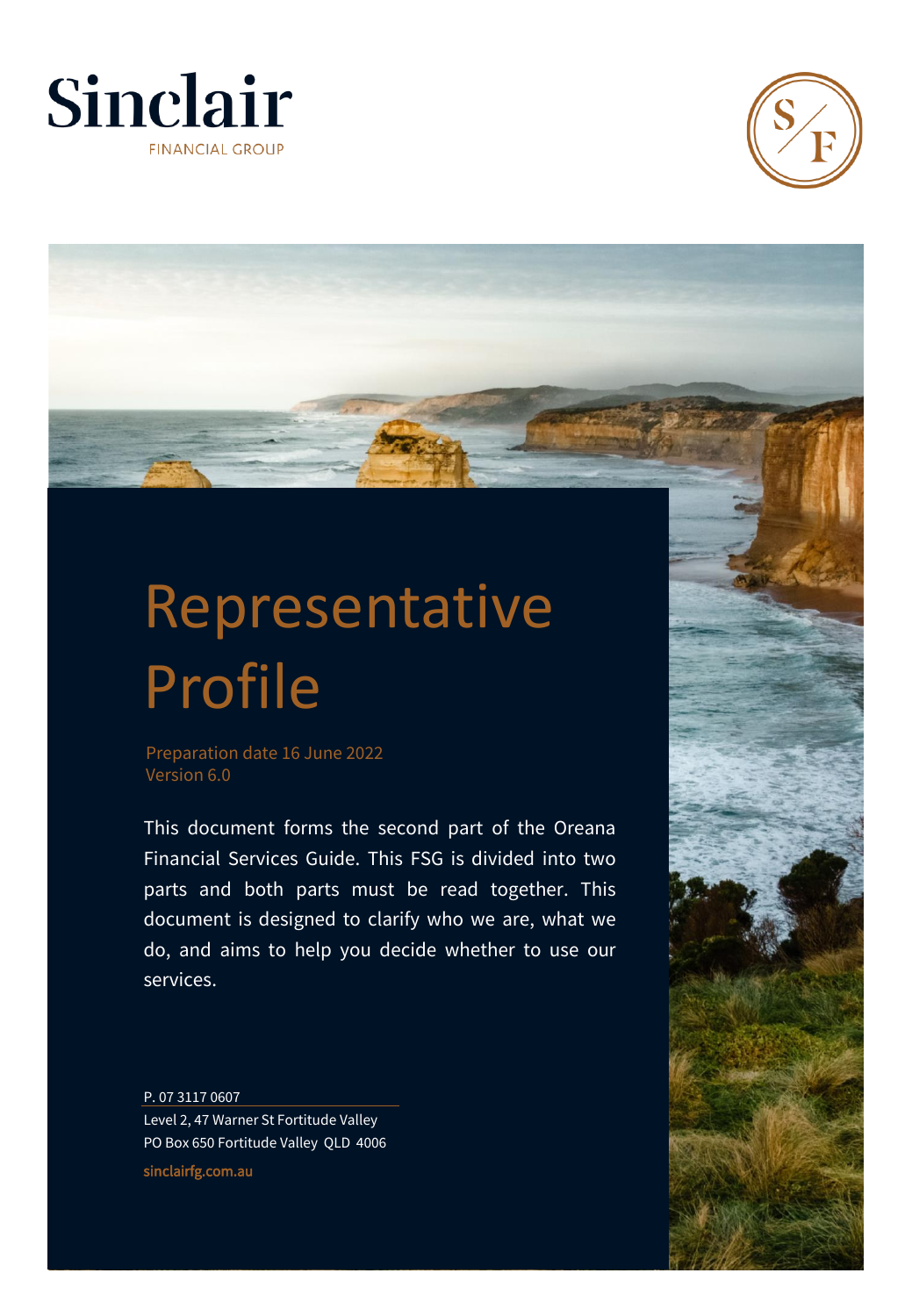Sinclair
FINANCIAL GROUP

# Representative Profile

Preparation date 16 June 2022
Version 6.0

This document forms the second part of the Oreana Financial Services Guide. This FSG is divided into two parts and both parts must be read together. This document is designed to clarify who we are, what we do, and aims to help you decide whether to use our services.

P. 07 3117 0607
Level 2, 47 Warner St Fortitude Valley
PO Box 650 Fortitude Valley QLD 4006

sinclairfg.com.au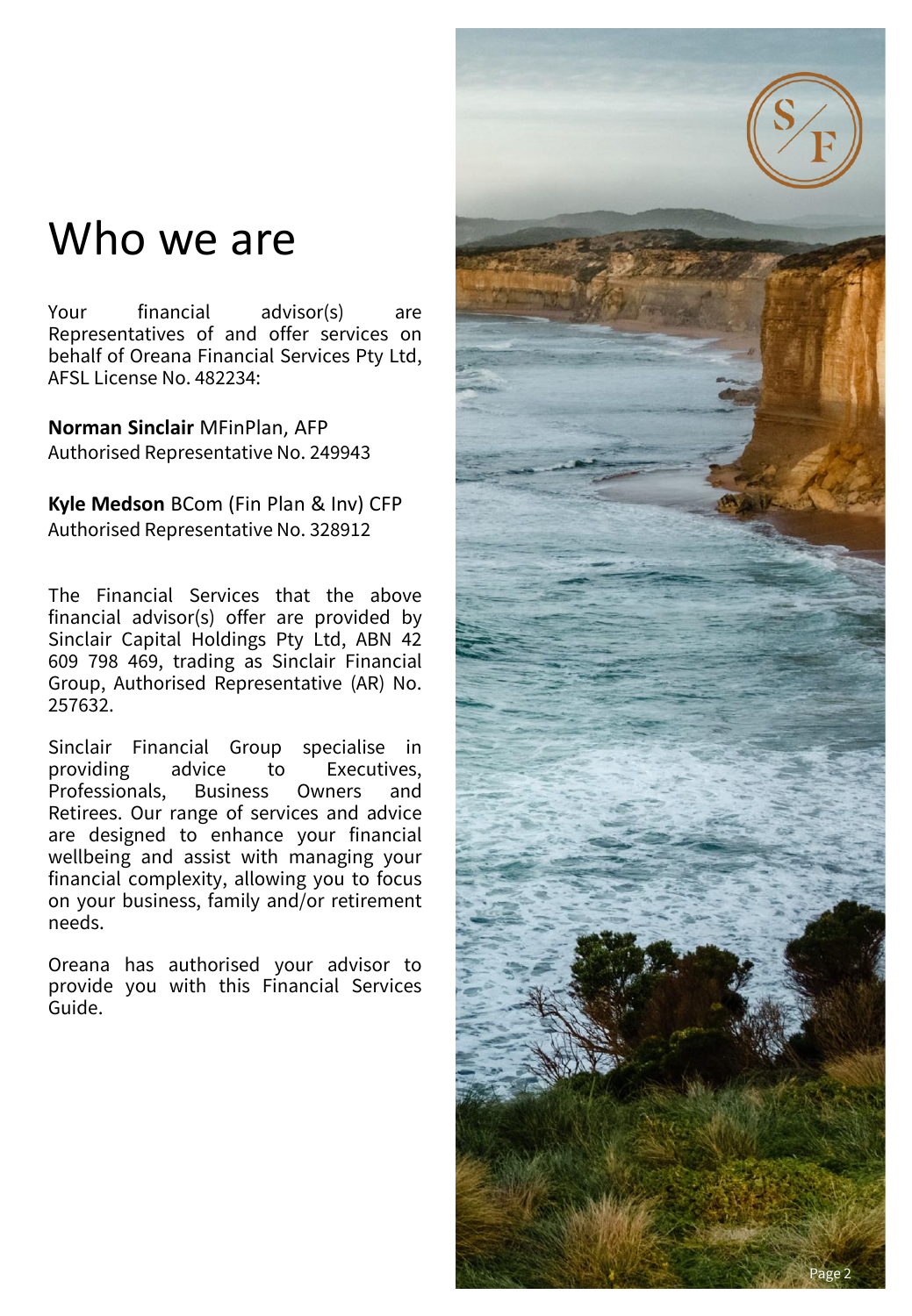# Who we are

Your financial advisor(s) are Representatives of and offer services on behalf of Oreana Financial Services Pty Ltd, AFSL License No. 482234:

**Norman Sinclair** MFinPlan, AFP
Authorised Representative No. 249943

**Kyle Medson** BCom (Fin Plan & Inv) CFP
Authorised Representative No. 328912

The Financial Services that the above financial advisor(s) offer are provided by Sinclair Capital Holdings Pty Ltd, ABN 42 609 798 469, trading as Sinclair Financial Group, Authorised Representative (AR) No. 257632.

Sinclair Financial Group specialise in providing advice to Executives, Professionals, Business Owners and Retirees. Our range of services and advice are designed to enhance your financial wellbeing and assist with managing your financial complexity, allowing you to focus on your business, family and/or retirement needs.

Oreana has authorised your advisor to provide you with this Financial Services Guide.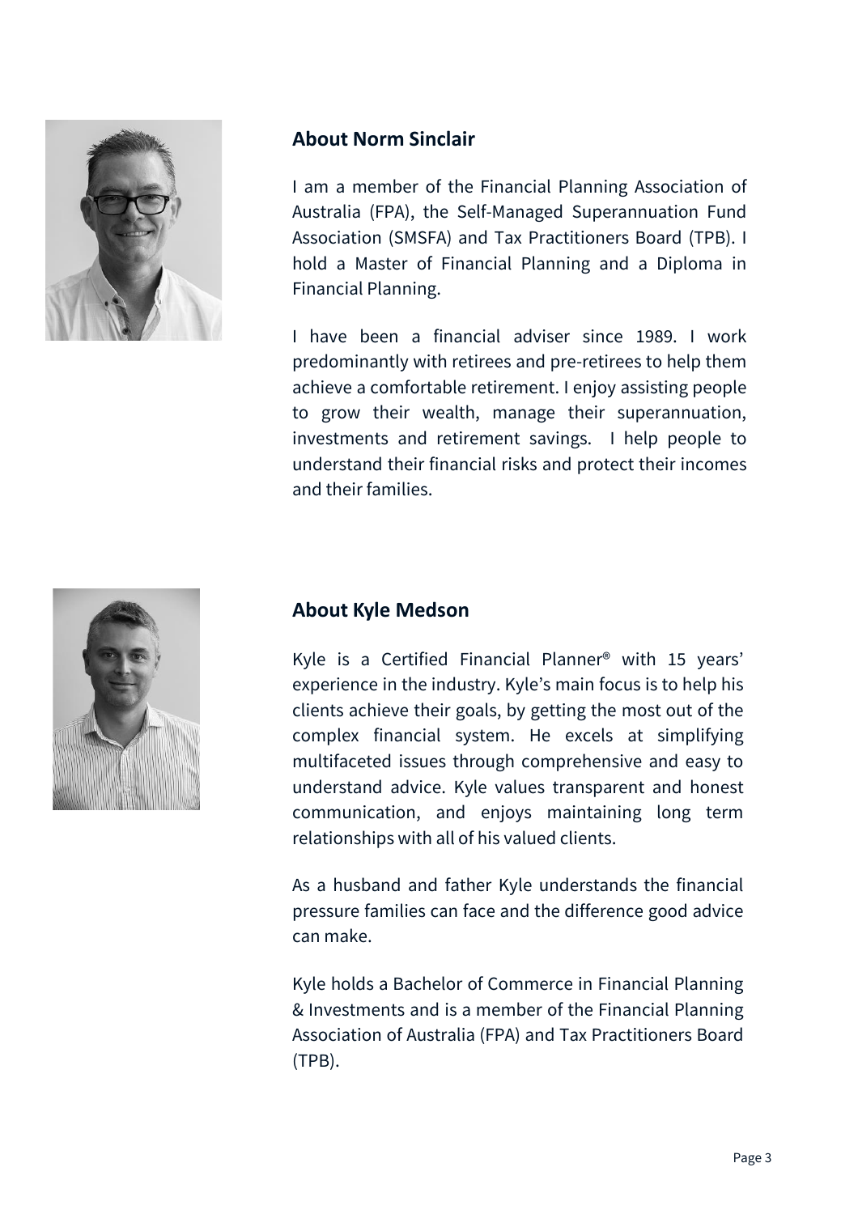## About Norm Sinclair

I am a member of the Financial Planning Association of Australia (FPA), the Self-Managed Superannuation Fund Association (SMSFA) and Tax Practitioners Board (TPB). I hold a Master of Financial Planning and a Diploma in Financial Planning.

I have been a financial adviser since 1989. I work predominantly with retirees and pre-retirees to help them achieve a comfortable retirement. I enjoy assisting people to grow their wealth, manage their superannuation, investments and retirement savings. I help people to understand their financial risks and protect their incomes and their families.

## About Kyle Medson

Kyle is a Certified Financial Planner® with 15 years' experience in the industry. Kyle's main focus is to help his clients achieve their goals, by getting the most out of the complex financial system. He excels at simplifying multifaceted issues through comprehensive and easy to understand advice. Kyle values transparent and honest communication, and enjoys maintaining long term relationships with all of his valued clients.

As a husband and father Kyle understands the financial pressure families can face and the difference good advice can make.

Kyle holds a Bachelor of Commerce in Financial Planning & Investments and is a member of the Financial Planning Association of Australia (FPA) and Tax Practitioners Board (TPB).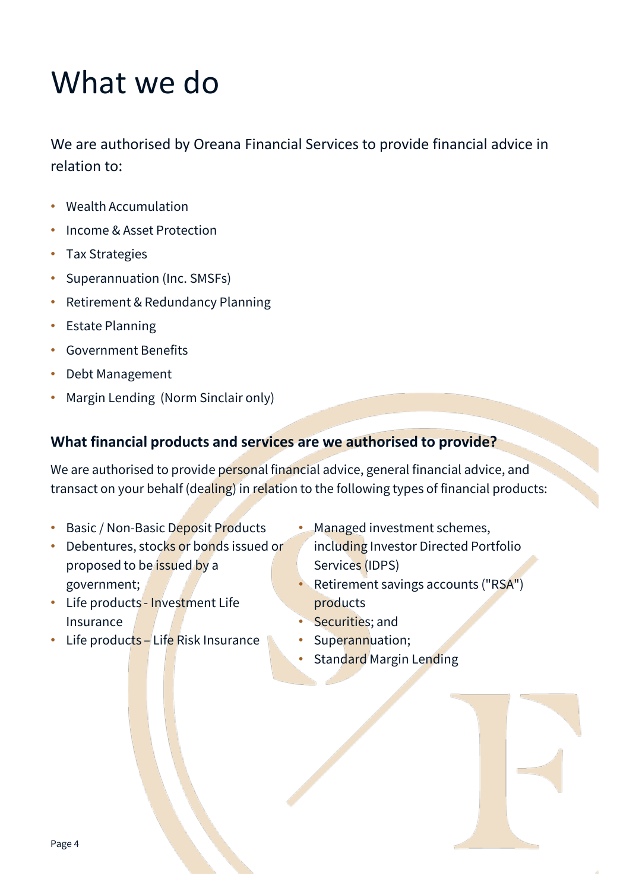# What we do

We are authorised by Oreana Financial Services to provide financial advice in relation to:

- Wealth Accumulation
- Income & Asset Protection
- Tax Strategies
- Superannuation (Inc. SMSFs)
- Retirement & Redundancy Planning
- Estate Planning
- Government Benefits
- Debt Management
- Margin Lending (Norm Sinclair only)

### What financial products and services are we authorised to provide?

We are authorised to provide personal financial advice, general financial advice, and transact on your behalf (dealing) in relation to the following types of financial products:

- Basic / Non-Basic Deposit Products
- Debentures, stocks or bonds issued or proposed to be issued by a government;
- Life products - Investment Life Insurance
- Life products – Life Risk Insurance
- Managed investment schemes, including Investor Directed Portfolio Services (IDPS)
- Retirement savings accounts ("RSA") products
- Securities; and
- Superannuation;
- Standard Margin Lending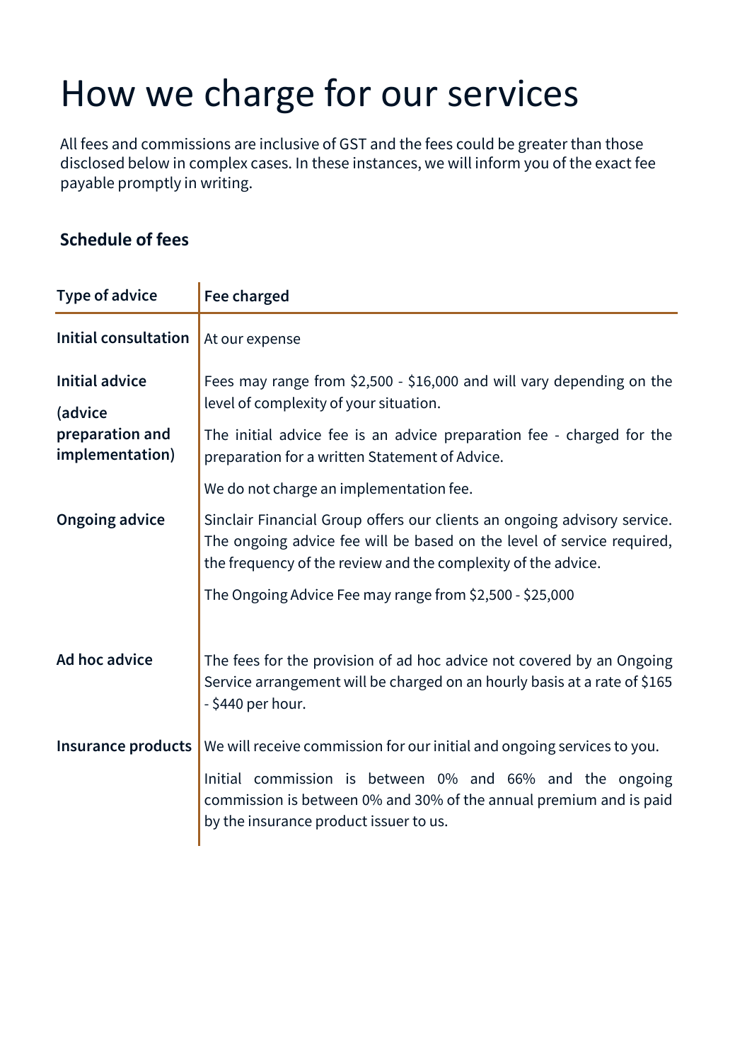# How we charge for our services

All fees and commissions are inclusive of GST and the fees could be greater than those disclosed below in complex cases. In these instances, we will inform you of the exact fee payable promptly in writing.

### Schedule of fees

| Type of advice | Fee charged |
|---|---|
| **Initial consultation** | At our expense |
| **Initial advice (advice preparation and implementation)** | Fees may range from $2,500 - $16,000 and will vary depending on the level of complexity of your situation.<br><br>The initial advice fee is an advice preparation fee - charged for the preparation for a written Statement of Advice.<br><br>We do not charge an implementation fee. |
| **Ongoing advice** | Sinclair Financial Group offers our clients an ongoing advisory service. The ongoing advice fee will be based on the level of service required, the frequency of the review and the complexity of the advice.<br><br>The Ongoing Advice Fee may range from $2,500 - $25,000 |
| **Ad hoc advice** | The fees for the provision of ad hoc advice not covered by an Ongoing Service arrangement will be charged on an hourly basis at a rate of $165 - $440 per hour. |
| **Insurance products** | We will receive commission for our initial and ongoing services to you.<br><br>Initial commission is between 0% and 66% and the ongoing commission is between 0% and 30% of the annual premium and is paid by the insurance product issuer to us. |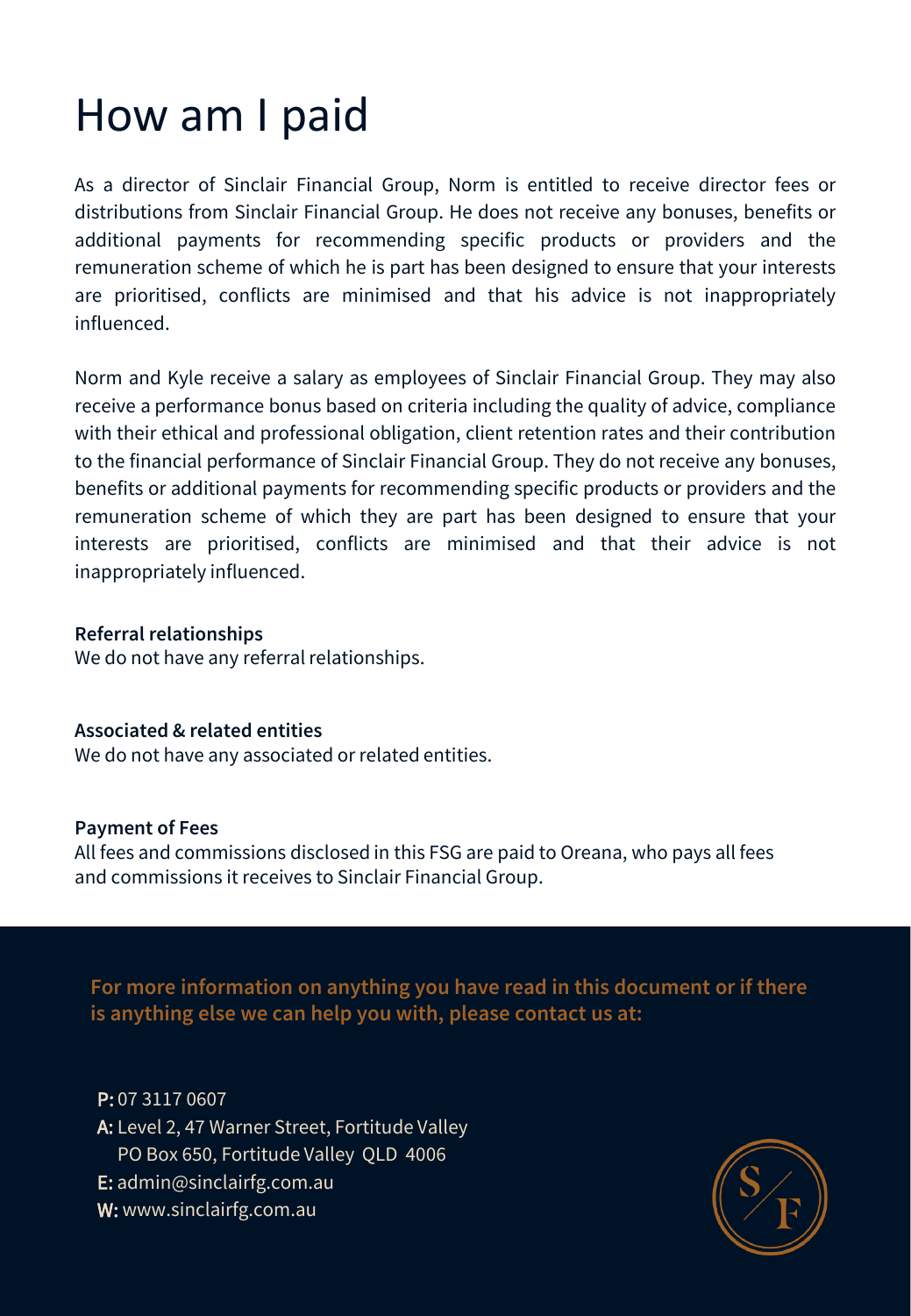# How am I paid

As a director of Sinclair Financial Group, Norm is entitled to receive director fees or distributions from Sinclair Financial Group. He does not receive any bonuses, benefits or additional payments for recommending specific products or providers and the remuneration scheme of which he is part has been designed to ensure that your interests are prioritised, conflicts are minimised and that his advice is not inappropriately influenced.

Norm and Kyle receive a salary as employees of Sinclair Financial Group. They may also receive a performance bonus based on criteria including the quality of advice, compliance with their ethical and professional obligation, client retention rates and their contribution to the financial performance of Sinclair Financial Group. They do not receive any bonuses, benefits or additional payments for recommending specific products or providers and the remuneration scheme of which they are part has been designed to ensure that your interests are prioritised, conflicts are minimised and that their advice is not inappropriately influenced.

**Referral relationships**
We do not have any referral relationships.

**Associated & related entities**
We do not have any associated or related entities.

**Payment of Fees**
All fees and commissions disclosed in this FSG are paid to Oreana, who pays all fees and commissions it receives to Sinclair Financial Group.

**For more information on anything you have read in this document or if there is anything else we can help you with, please contact us at:**

**P:** 07 3117 0607
**A:** Level 2, 47 Warner Street, Fortitude Valley
PO Box 650, Fortitude Valley QLD 4006
**E:** admin@sinclairfg.com.au
**W:** www.sinclairfg.com.au